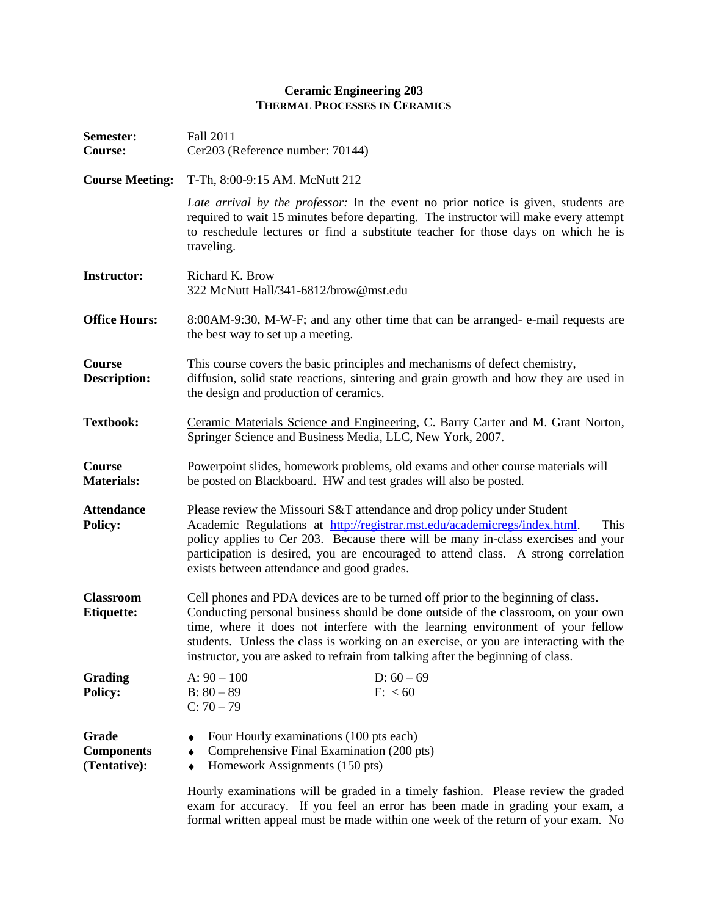# Ceramic Engineering 203

## THERMAL PROCESSES IN CERAMICS

**Semester:** Fall 2011

**Course:** Cer203 (Reference number: 70144)

**Course Meeting:** T-Th, 8:00-9:15 AM. McNutt 212

*Late arrival by the professor:* In the event no prior notice is given, students are required to wait 15 minutes before departing. The instructor will make every attempt to reschedule lectures or find a substitute teacher for those days on which he is traveling.

**Instructor:** Richard K. Brow
322 McNutt Hall/341-6812/brow@mst.edu

**Office Hours:** 8:00AM-9:30, M-W-F; and any other time that can be arranged- e-mail requests are the best way to set up a meeting.

**Course Description:** This course covers the basic principles and mechanisms of defect chemistry, diffusion, solid state reactions, sintering and grain growth and how they are used in the design and production of ceramics.

**Textbook:** Ceramic Materials Science and Engineering, C. Barry Carter and M. Grant Norton, Springer Science and Business Media, LLC, New York, 2007.

**Course Materials:** Powerpoint slides, homework problems, old exams and other course materials will be posted on Blackboard. HW and test grades will also be posted.

**Attendance Policy:** Please review the Missouri S&T attendance and drop policy under Student Academic Regulations at http://registrar.mst.edu/academicregs/index.html. This policy applies to Cer 203. Because there will be many in-class exercises and your participation is desired, you are encouraged to attend class. A strong correlation exists between attendance and good grades.

**Classroom Etiquette:** Cell phones and PDA devices are to be turned off prior to the beginning of class. Conducting personal business should be done outside of the classroom, on your own time, where it does not interfere with the learning environment of your fellow students. Unless the class is working on an exercise, or you are interacting with the instructor, you are asked to refrain from talking after the beginning of class.

**Grading Policy:**

- A: 90 – 100
- B: 80 – 89
- C: 70 – 79
- D: 60 – 69
- F: < 60

**Grade Components (Tentative):**

- Four Hourly examinations (100 pts each)
- Comprehensive Final Examination (200 pts)
- Homework Assignments (150 pts)

Hourly examinations will be graded in a timely fashion. Please review the graded exam for accuracy. If you feel an error has been made in grading your exam, a formal written appeal must be made within one week of the return of your exam. No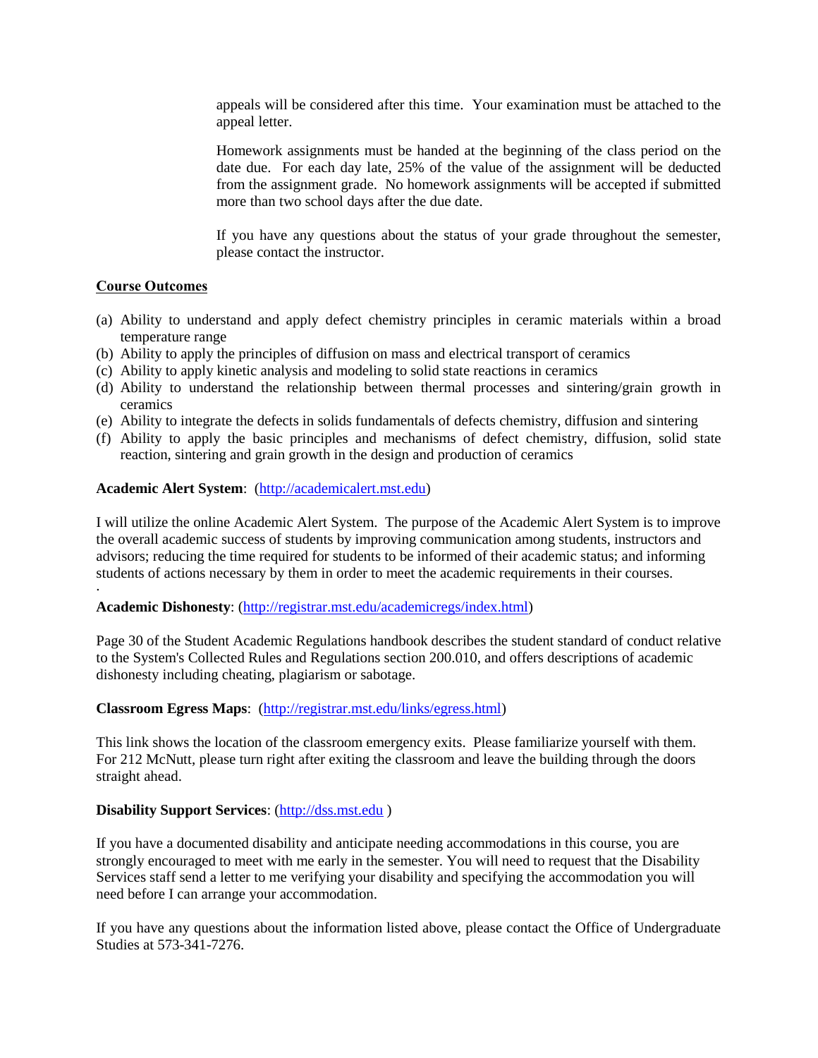appeals will be considered after this time. Your examination must be attached to the appeal letter.

Homework assignments must be handed at the beginning of the class period on the date due. For each day late, 25% of the value of the assignment will be deducted from the assignment grade. No homework assignments will be accepted if submitted more than two school days after the due date.

If you have any questions about the status of your grade throughout the semester, please contact the instructor.

**Course Outcomes**

(a) Ability to understand and apply defect chemistry principles in ceramic materials within a broad temperature range
(b) Ability to apply the principles of diffusion on mass and electrical transport of ceramics
(c) Ability to apply kinetic analysis and modeling to solid state reactions in ceramics
(d) Ability to understand the relationship between thermal processes and sintering/grain growth in ceramics
(e) Ability to integrate the defects in solids fundamentals of defects chemistry, diffusion and sintering
(f) Ability to apply the basic principles and mechanisms of defect chemistry, diffusion, solid state reaction, sintering and grain growth in the design and production of ceramics

**Academic Alert System**: (http://academicalert.mst.edu)

I will utilize the online Academic Alert System. The purpose of the Academic Alert System is to improve the overall academic success of students by improving communication among students, instructors and advisors; reducing the time required for students to be informed of their academic status; and informing students of actions necessary by them in order to meet the academic requirements in their courses.

**Academic Dishonesty**: (http://registrar.mst.edu/academicregs/index.html)

Page 30 of the Student Academic Regulations handbook describes the student standard of conduct relative to the System's Collected Rules and Regulations section 200.010, and offers descriptions of academic dishonesty including cheating, plagiarism or sabotage.

**Classroom Egress Maps**: (http://registrar.mst.edu/links/egress.html)

This link shows the location of the classroom emergency exits. Please familiarize yourself with them. For 212 McNutt, please turn right after exiting the classroom and leave the building through the doors straight ahead.

**Disability Support Services**: (http://dss.mst.edu )

If you have a documented disability and anticipate needing accommodations in this course, you are strongly encouraged to meet with me early in the semester. You will need to request that the Disability Services staff send a letter to me verifying your disability and specifying the accommodation you will need before I can arrange your accommodation.

If you have any questions about the information listed above, please contact the Office of Undergraduate Studies at 573-341-7276.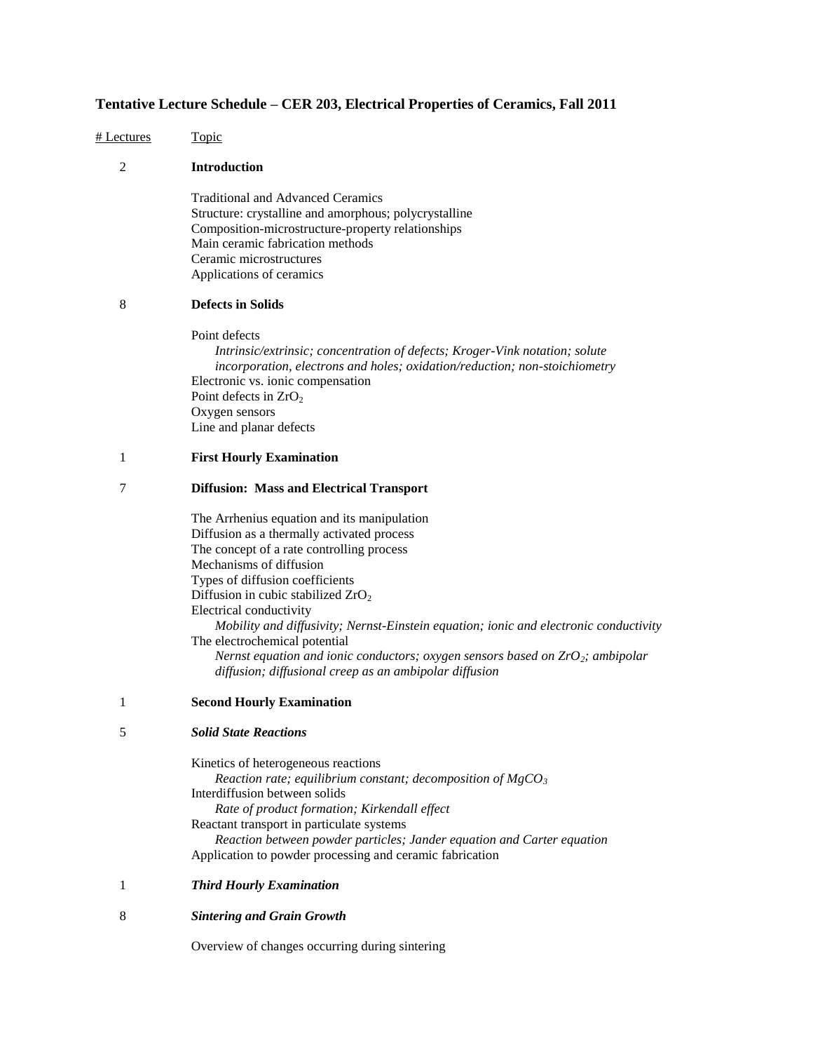**Tentative Lecture Schedule – CER 203, Electrical Properties of Ceramics, Fall 2011**

| # Lectures | Topic |
|---|---|
| 2 | **Introduction** |
| | Traditional and Advanced Ceramics<br>Structure: crystalline and amorphous; polycrystalline<br>Composition-microstructure-property relationships<br>Main ceramic fabrication methods<br>Ceramic microstructures<br>Applications of ceramics |
| 8 | **Defects in Solids** |
| | Point defects<br>*Intrinsic/extrinsic; concentration of defects; Kroger-Vink notation; solute incorporation, electrons and holes; oxidation/reduction; non-stoichiometry*<br>Electronic vs. ionic compensation<br>Point defects in $ZrO_2$<br>Oxygen sensors<br>Line and planar defects |
| 1 | **First Hourly Examination** |
| 7 | **Diffusion: Mass and Electrical Transport** |
| | The Arrhenius equation and its manipulation<br>Diffusion as a thermally activated process<br>The concept of a rate controlling process<br>Mechanisms of diffusion<br>Types of diffusion coefficients<br>Diffusion in cubic stabilized $ZrO_2$<br>Electrical conductivity<br>*Mobility and diffusivity; Nernst-Einstein equation; ionic and electronic conductivity*<br>The electrochemical potential<br>*Nernst equation and ionic conductors; oxygen sensors based on $ZrO_2$; ambipolar diffusion; diffusional creep as an ambipolar diffusion* |
| 1 | **Second Hourly Examination** |
| 5 | ***Solid State Reactions*** |
| | Kinetics of heterogeneous reactions<br>*Reaction rate; equilibrium constant; decomposition of $MgCO_3$*<br>Interdiffusion between solids<br>*Rate of product formation; Kirkendall effect*<br>Reactant transport in particulate systems<br>*Reaction between powder particles; Jander equation and Carter equation*<br>Application to powder processing and ceramic fabrication |
| 1 | ***Third Hourly Examination*** |
| 8 | ***Sintering and Grain Growth*** |
| | Overview of changes occurring during sintering |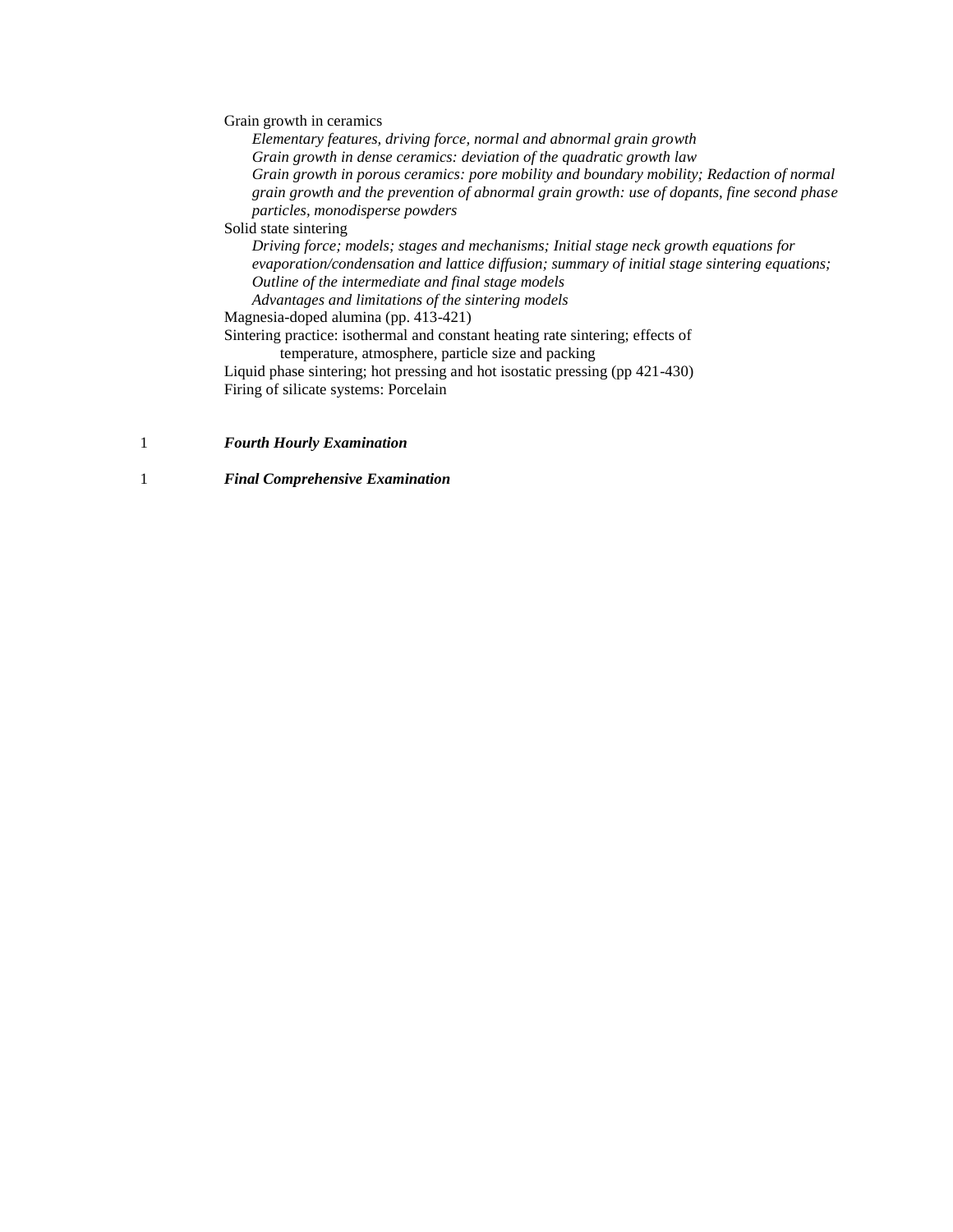Grain growth in ceramics

*Elementary features, driving force, normal and abnormal grain growth*
*Grain growth in dense ceramics: deviation of the quadratic growth law*
*Grain growth in porous ceramics: pore mobility and boundary mobility; Redaction of normal grain growth and the prevention of abnormal grain growth: use of dopants, fine second phase particles, monodisperse powders*

Solid state sintering

*Driving force; models; stages and mechanisms; Initial stage neck growth equations for evaporation/condensation and lattice diffusion; summary of initial stage sintering equations; Outline of the intermediate and final stage models*
*Advantages and limitations of the sintering models*

Magnesia-doped alumina (pp. 413-421)

Sintering practice: isothermal and constant heating rate sintering; effects of temperature, atmosphere, particle size and packing

Liquid phase sintering; hot pressing and hot isostatic pressing (pp 421-430)

Firing of silicate systems: Porcelain

1 ***Fourth Hourly Examination***

1 ***Final Comprehensive Examination***